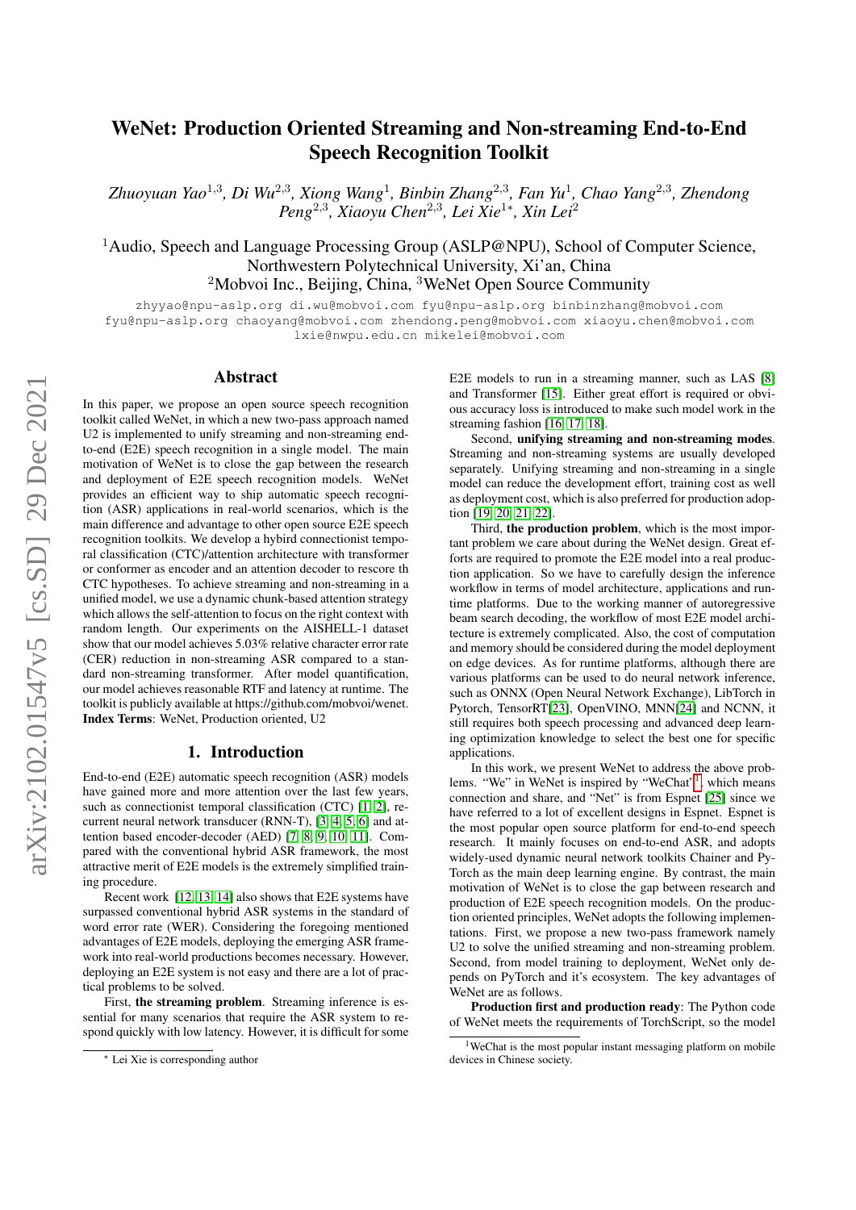# WeNet: Production Oriented Streaming and Non-streaming End-to-End Speech Recognition Toolkit

*Zhuoyuan Yao*[1,3], *Di Wu*[2,3], *Xiong Wang*[1], *Binbin Zhang*[2,3], *Fan Yu*[1], *Chao Yang*[2,3], *Zhendong Peng*[2,3], *Xiaoyu Chen*[2,3], *Lei Xie*[1*], *Xin Lei*[2]

[1]Audio, Speech and Language Processing Group (ASLP@NPU), School of Computer Science, Northwestern Polytechnical University, Xi'an, China
[2]Mobvoi Inc., Beijing, China, [3]WeNet Open Source Community

zhyyao@npu-aslp.org di.wu@mobvoi.com fyu@npu-aslp.org binbinzhang@mobvoi.com fyu@npu-aslp.org chaoyang@mobvoi.com zhendong.peng@mobvoi.com xiaoyu.chen@mobvoi.com lxie@nwpu.edu.cn mikelei@mobvoi.com

## Abstract

In this paper, we propose an open source speech recognition toolkit called WeNet, in which a new two-pass approach named U2 is implemented to unify streaming and non-streaming end-to-end (E2E) speech recognition in a single model. The main motivation of WeNet is to close the gap between the research and deployment of E2E speech recognition models. WeNet provides an efficient way to ship automatic speech recognition (ASR) applications in real-world scenarios, which is the main difference and advantage to other open source E2E speech recognition toolkits. We develop a hybird connectionist temporal classification (CTC)/attention architecture with transformer or conformer as encoder and an attention decoder to rescore th CTC hypotheses. To achieve streaming and non-streaming in a unified model, we use a dynamic chunk-based attention strategy which allows the self-attention to focus on the right context with random length. Our experiments on the AISHELL-1 dataset show that our model achieves 5.03% relative character error rate (CER) reduction in non-streaming ASR compared to a standard non-streaming transformer. After model quantification, our model achieves reasonable RTF and latency at runtime. The toolkit is publicly available at https://github.com/mobvoi/wenet.

**Index Terms**: WeNet, Production oriented, U2

## 1. Introduction

End-to-end (E2E) automatic speech recognition (ASR) models have gained more and more attention over the last few years, such as connectionist temporal classification (CTC) [1, 2], recurrent neural network transducer (RNN-T), [3, 4, 5, 6] and attention based encoder-decoder (AED) [7, 8, 9, 10, 11]. Compared with the conventional hybrid ASR framework, the most attractive merit of E2E models is the extremely simplified training procedure.

Recent work [12, 13, 14] also shows that E2E systems have surpassed conventional hybrid ASR systems in the standard of word error rate (WER). Considering the foregoing mentioned advantages of E2E models, deploying the emerging ASR framework into real-world productions becomes necessary. However, deploying an E2E system is not easy and there are a lot of practical problems to be solved.

First, **the streaming problem**. Streaming inference is essential for many scenarios that require the ASR system to respond quickly with low latency. However, it is difficult for some E2E models to run in a streaming manner, such as LAS [8] and Transformer [15]. Either great effort is required or obvious accuracy loss is introduced to make such model work in the streaming fashion [16, 17, 18].

Second, **unifying streaming and non-streaming modes**. Streaming and non-streaming systems are usually developed separately. Unifying streaming and non-streaming in a single model can reduce the development effort, training cost as well as deployment cost, which is also preferred for production adoption [19, 20, 21, 22].

Third, **the production problem**, which is the most important problem we care about during the WeNet design. Great efforts are required to promote the E2E model into a real production application. So we have to carefully design the inference workflow in terms of model architecture, applications and runtime platforms. Due to the working manner of autoregressive beam search decoding, the workflow of most E2E model architecture is extremely complicated. Also, the cost of computation and memory should be considered during the model deployment on edge devices. As for runtime platforms, although there are various platforms can be used to do neural network inference, such as ONNX (Open Neural Network Exchange), LibTorch in Pytorch, TensorRT[23], OpenVINO, MNN[24] and NCNN, it still requires both speech processing and advanced deep learning optimization knowledge to select the best one for specific applications.

In this work, we present WeNet to address the above problems. "We" in WeNet is inspired by "WeChat"[1], which means connection and share, and "Net" is from Espnet [25] since we have referred to a lot of excellent designs in Espnet. Espnet is the most popular open source platform for end-to-end speech research. It mainly focuses on end-to-end ASR, and adopts widely-used dynamic neural network toolkits Chainer and PyTorch as the main deep learning engine. By contrast, the main motivation of WeNet is to close the gap between research and production of E2E speech recognition models. On the production oriented principles, WeNet adopts the following implementations. First, we propose a new two-pass framework namely U2 to solve the unified streaming and non-streaming problem. Second, from model training to deployment, WeNet only depends on PyTorch and it's ecosystem. The key advantages of WeNet are as follows.

**Production first and production ready**: The Python code of WeNet meets the requirements of TorchScript, so the model

---

* Lei Xie is corresponding author

[1]WeChat is the most popular instant messaging platform on mobile devices in Chinese society.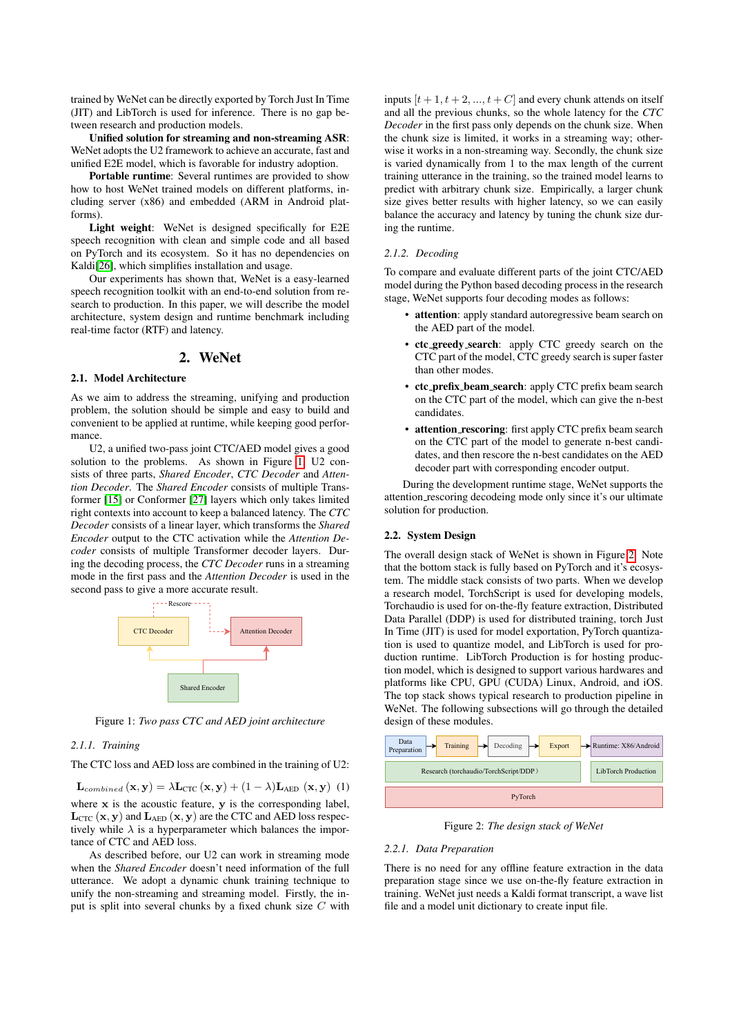trained by WeNet can be directly exported by Torch Just In Time (JIT) and LibTorch is used for inference. There is no gap between research and production models.

**Unified solution for streaming and non-streaming ASR**: WeNet adopts the U2 framework to achieve an accurate, fast and unified E2E model, which is favorable for industry adoption.

**Portable runtime**: Several runtimes are provided to show how to host WeNet trained models on different platforms, including server (x86) and embedded (ARM in Android platforms).

**Light weight**: WeNet is designed specifically for E2E speech recognition with clean and simple code and all based on PyTorch and its ecosystem. So it has no dependencies on Kaldi[26], which simplifies installation and usage.

Our experiments has shown that, WeNet is a easy-learned speech recognition toolkit with an end-to-end solution from research to production. In this paper, we will describe the model architecture, system design and runtime benchmark including real-time factor (RTF) and latency.

## 2. WeNet

### 2.1. Model Architecture

As we aim to address the streaming, unifying and production problem, the solution should be simple and easy to build and convenient to be applied at runtime, while keeping good performance.

U2, a unified two-pass joint CTC/AED model gives a good solution to the problems. As shown in Figure 1, U2 consists of three parts, *Shared Encoder*, *CTC Decoder* and *Attention Decoder*. The *Shared Encoder* consists of multiple Transformer [15] or Conformer [27] layers which only takes limited right contexts into account to keep a balanced latency. The *CTC Decoder* consists of a linear layer, which transforms the *Shared Encoder* output to the CTC activation while the *Attention Decoder* consists of multiple Transformer decoder layers. During the decoding process, the *CTC Decoder* runs in a streaming mode in the first pass and the *Attention Decoder* is used in the second pass to give a more accurate result.

Rescore

CTC Decoder | Attention Decoder

Shared Encoder

Figure 1: *Two pass CTC and AED joint architecture*

#### 2.1.1. Training

The CTC loss and AED loss are combined in the training of U2:

$$\mathbf{L}_{combined}(\mathbf{x}, \mathbf{y}) = \lambda \mathbf{L}_{\text{CTC}}(\mathbf{x}, \mathbf{y}) + (1 - \lambda) \mathbf{L}_{\text{AED}}(\mathbf{x}, \mathbf{y}) \quad (1)$$

where $\mathbf{x}$ is the acoustic feature, $\mathbf{y}$ is the corresponding label, $\mathbf{L}_{\text{CTC}}(\mathbf{x}, \mathbf{y})$ and $\mathbf{L}_{\text{AED}}(\mathbf{x}, \mathbf{y})$ are the CTC and AED loss respectively while $\lambda$ is a hyperparameter which balances the importance of CTC and AED loss.

As described before, our U2 can work in streaming mode when the *Shared Encoder* doesn't need information of the full utterance. We adopt a dynamic chunk training technique to unify the non-streaming and streaming model. Firstly, the input is split into several chunks by a fixed chunk size $C$ with inputs $[t+1, t+2, ..., t+C]$ and every chunk attends on itself and all the previous chunks, so the whole latency for the *CTC Decoder* in the first pass only depends on the chunk size. When the chunk size is limited, it works in a streaming way; otherwise it works in a non-streaming way. Secondly, the chunk size is varied dynamically from 1 to the max length of the current training utterance in the training, so the trained model learns to predict with arbitrary chunk size. Empirically, a larger chunk size gives better results with higher latency, so we can easily balance the accuracy and latency by tuning the chunk size during the runtime.

#### 2.1.2. Decoding

To compare and evaluate different parts of the joint CTC/AED model during the Python based decoding process in the research stage, WeNet supports four decoding modes as follows:

- **attention**: apply standard autoregressive beam search on the AED part of the model.
- **ctc_greedy_search**: apply CTC greedy search on the CTC part of the model, CTC greedy search is super faster than other modes.
- **ctc_prefix_beam_search**: apply CTC prefix beam search on the CTC part of the model, which can give the n-best candidates.
- **attention_rescoring**: first apply CTC prefix beam search on the CTC part of the model to generate n-best candidates, and then rescore the n-best candidates on the AED decoder part with corresponding encoder output.

During the development runtime stage, WeNet supports the attention_rescoring decodeing mode only since it's our ultimate solution for production.

### 2.2. System Design

The overall design stack of WeNet is shown in Figure 2. Note that the bottom stack is fully based on PyTorch and it's ecosystem. The middle stack consists of two parts. When we develop a research model, TorchScript is used for developing models, Torchaudio is used for on-the-fly feature extraction, Distributed Data Parallel (DDP) is used for distributed training, torch Just In Time (JIT) is used for model exportation, PyTorch quantization is used to quantize model, and LibTorch Production is for hosting production model, which is designed to support various hardwares and platforms like CPU, GPU (CUDA) Linux, Android, and iOS. The top stack shows typical research to production pipeline in WeNet. The following subsections will go through the detailed design of these modules.

Data Preparation → Training → Decoding → Export → Runtime: X86/Android

Research (torchaudio/TorchScript/DDP) | LibTorch Production

PyTorch

Figure 2: *The design stack of WeNet*

#### 2.2.1. Data Preparation

There is no need for any offline feature extraction in the data preparation stage since we use on-the-fly feature extraction in training. WeNet just needs a Kaldi format transcript, a wave list file and a model unit dictionary to create input file.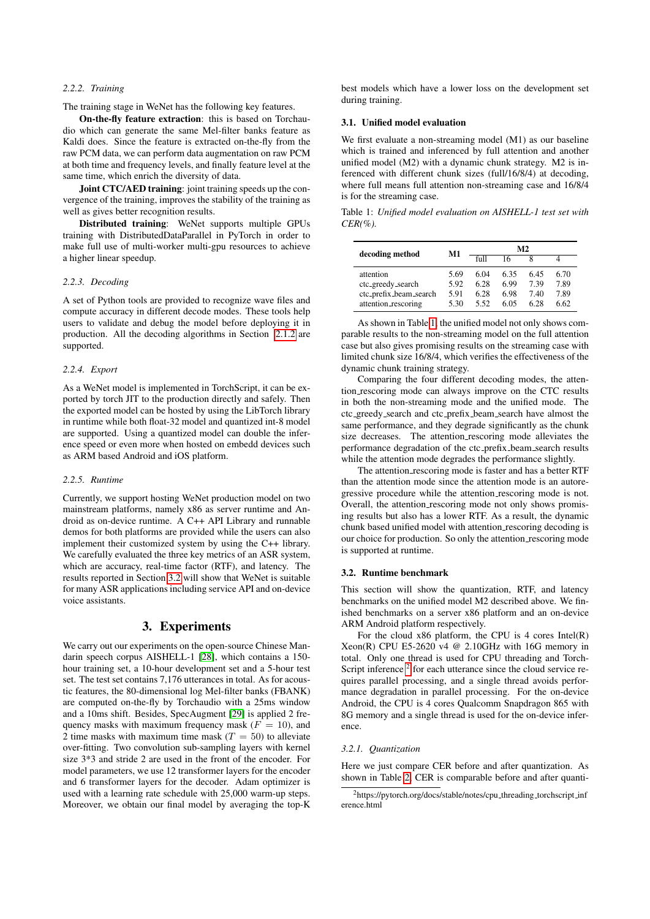#### 2.2.2. Training

The training stage in WeNet has the following key features.

**On-the-fly feature extraction**: this is based on Torchaudio which can generate the same Mel-filter banks feature as Kaldi does. Since the feature is extracted on-the-fly from the raw PCM data, we can perform data augmentation on raw PCM at both time and frequency levels, and finally feature level at the same time, which enrich the diversity of data.

**Joint CTC/AED training**: joint training speeds up the convergence of the training, improves the stability of the training as well as gives better recognition results.

**Distributed training**: WeNet supports multiple GPUs training with DistributedDataParallel in PyTorch in order to make full use of multi-worker multi-gpu resources to achieve a higher linear speedup.

#### 2.2.3. Decoding

A set of Python tools are provided to recognize wave files and compute accuracy in different decode modes. These tools help users to validate and debug the model before deploying it in production. All the decoding algorithms in Section 2.1.2 are supported.

#### 2.2.4. Export

As a WeNet model is implemented in TorchScript, it can be exported by torch JIT to the production directly and safely. Then the exported model can be hosted by using the LibTorch library in runtime while both float-32 model and quantized int-8 model are supported. Using a quantized model can double the inference speed or even more when hosted on embedd devices such as ARM based Android and iOS platform.

#### 2.2.5. Runtime

Currently, we support hosting WeNet production model on two mainstream platforms, namely x86 as server runtime and Android as on-device runtime. A C++ API Library and runnable demos for both platforms are provided while the users can also implement their customized system by using the C++ library. We carefully evaluated the three key metrics of an ASR system, which are accuracy, real-time factor (RTF), and latency. The results reported in Section 3.2 will show that WeNet is suitable for many ASR applications including service API and on-device voice assistants.

## 3. Experiments

We carry out our experiments on the open-source Chinese Mandarin speech corpus AISHELL-1 [28], which contains a 150-hour training set, a 10-hour development set and a 5-hour test set. The test set contains 7,176 utterances in total. As for acoustic features, the 80-dimensional log Mel-filter banks (FBANK) are computed on-the-fly by Torchaudio with a 25ms window and a 10ms shift. Besides, SpecAugment [29] is applied 2 frequency masks with maximum frequency mask ($F = 10$), and 2 time masks with maximum time mask ($T = 50$) to alleviate over-fitting. Two convolution sub-sampling layers with kernel size 3*3 and stride 2 are used in the front of the encoder. For model parameters, we use 12 transformer layers for the encoder and 6 transformer layers for the decoder. Adam optimizer is used with a learning rate schedule with 25,000 warm-up steps. Moreover, we obtain our final model by averaging the top-K best models which have a lower loss on the development set during training.

### 3.1. Unified model evaluation

We first evaluate a non-streaming model (M1) as our baseline which is trained and inferenced by full attention and another unified model (M2) with a dynamic chunk strategy. M2 is inferenced with different chunk sizes (full/16/8/4) at decoding, where full means full attention non-streaming case and 16/8/4 is for the streaming case.

Table 1: *Unified model evaluation on AISHELL-1 test set with CER(%).*

| decoding method | M1 | M2 | | | |
|---|---|---|---|---|---|
| | | full | 16 | 8 | 4 |
| attention | 5.69 | 6.04 | 6.35 | 6.45 | 6.70 |
| ctc_greedy_search | 5.92 | 6.28 | 6.99 | 7.39 | 7.89 |
| ctc_prefix_beam_search | 5.91 | 6.28 | 6.98 | 7.40 | 7.89 |
| attention_rescoring | 5.30 | 5.52 | 6.05 | 6.28 | 6.62 |

As shown in Table 1, the unified model not only shows comparable results to the non-streaming model on the full attention case but also gives promising results on the streaming case with limited chunk size 16/8/4, which verifies the effectiveness of the dynamic chunk training strategy.

Comparing the four different decoding modes, the attention_rescoring mode can always improve on the CTC results in both the non-streaming mode and the unified mode. The ctc_greedy_search and ctc_prefix_beam_search have almost the same performance, and they degrade significantly as the chunk size decreases. The attention_rescoring mode alleviates the performance degradation of the ctc_prefix_beam_search results while the attention mode degrades the performance slightly.

The attention_rescoring mode is faster and has a better RTF than the attention mode since the attention mode is an autoregressive procedure while the attention_rescoring mode is not. Overall, the attention_rescoring mode not only shows promising results but also has a lower RTF. As a result, the dynamic chunk based unified model with attention_rescoring decoding is our choice for production. So only the attention_rescoring mode is supported at runtime.

### 3.2. Runtime benchmark

This section will show the quantization, RTF, and latency benchmarks on the unified model M2 described above. We finished benchmarks on a server x86 platform and an on-device ARM Android platform respectively.

For the cloud x86 platform, the CPU is 4 cores Intel(R) Xeon(R) CPU E5-2620 v4 @ 2.10GHz with 16G memory in total. Only one thread is used for CPU threading and TorchScript inference [2] for each utterance since the cloud service requires parallel processing, and a single thread avoids performance degradation in parallel processing. For the on-device Android, the CPU is 4 cores Qualcomm Snapdragon 865 with 8G memory and a single thread is used for the on-device inference.

#### 3.2.1. Quantization

Here we just compare CER before and after quantization. As shown in Table 2, CER is comparable before and after quanti-

[2] https://pytorch.org/docs/stable/notes/cpu_threading_torchscript_inference.html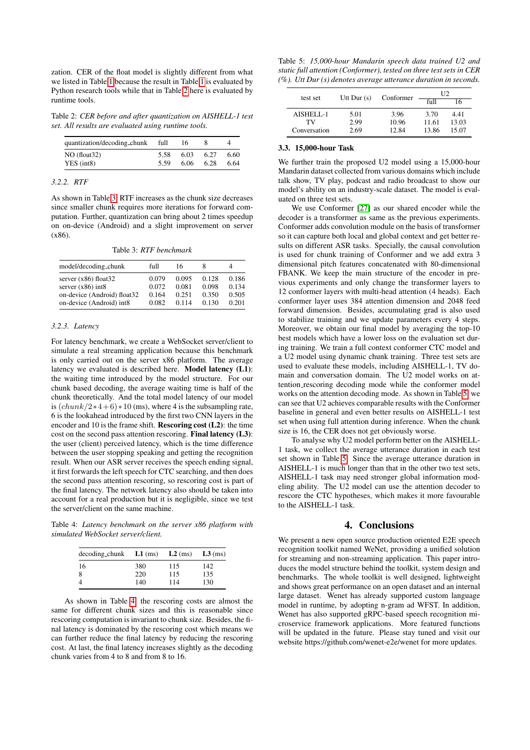zation. CER of the float model is slightly different from what we listed in Table 1 because the result in Table 1 is evaluated by Python research tools while that in Table 2 here is evaluated by runtime tools.

Table 2: *CER before and after quantization on AISHELL-1 test set. All results are evaluated using runtime tools.*

| quantization/decoding_chunk | full | 16 | 8 | 4 |
|---|---|---|---|---|
| NO (float32) | 5.58 | 6.03 | 6.27 | 6.60 |
| YES (int8) | 5.59 | 6.06 | 6.28 | 6.64 |

#### 3.2.2. RTF

As shown in Table 3, RTF increases as the chunk size decreases since smaller chunk requires more iterations for forward computation. Further, quantization can bring about 2 times speedup on on-device (Android) and a slight improvement on server (x86).

Table 3: *RTF benchmark*

| model/decoding_chunk | full | 16 | 8 | 4 |
|---|---|---|---|---|
| server (x86) float32 | 0.079 | 0.095 | 0.128 | 0.186 |
| server (x86) int8 | 0.072 | 0.081 | 0.098 | 0.134 |
| on-device (Android) float32 | 0.164 | 0.251 | 0.350 | 0.505 |
| on-device (Android) int8 | 0.082 | 0.114 | 0.130 | 0.201 |

#### 3.2.3. Latency

For latency benchmark, we create a WebSocket server/client to simulate a real streaming application because this benchmark is only carried out on the server x86 platform. The average latency we evaluated is described here. **Model latency (L1)**: the waiting time introduced by the model structure. For our chunk based decoding, the average waiting time is half of the chunk theoretically. And the total model latency of our model is $(chunk/2*4+6)*10$ (ms), where 4 is the subsampling rate, 6 is the lookahead introduced by the first two CNN layers in the encoder and 10 is the frame shift. **Rescoring cost (L2)**: the time cost on the second pass attention rescoring. **Final latency (L3)**: the user (client) perceived latency, which is the time difference between the user stopping speaking and getting the recognition result. When our ASR server receives the speech ending signal, it first forwards the left speech for CTC searching, and then does the second pass attention rescoring, so rescoring cost is part of the final latency. The network latency also should be taken into account for a real production but it is negligible, since we test the server/client on the same machine.

Table 4: *Latency benchmark on the server x86 platform with simulated WebSocket server/client.*

| decoding_chunk | **L1** (ms) | **L2** (ms) | **L3** (ms) |
|---|---|---|---|
| 16 | 380 | 115 | 142 |
| 8 | 220 | 115 | 135 |
| 4 | 140 | 114 | 130 |

As shown in Table 4, the rescoring costs are almost the same for different chunk sizes and this is reasonable since rescoring computation is invariant to chunk size. Besides, the final latency is dominated by the rescoring cost which means we can further reduce the final latency by reducing the rescoring cost. At last, the final latency increases slightly as the decoding chunk varies from 4 to 8 and from 8 to 16.

Table 5: *15,000-hour Mandarin speech data trained U2 and static full attention (Conformer), tested on three test sets in CER (%). Utt Dur (s) denotes average utterance duration in seconds.*

| test set | Utt Dur (s) | Conformer | U2 | |
|---|---|---|---|---|
| | | | full | 16 |
| AISHELL-1 | 5.01 | 3.96 | 3.70 | 4.41 |
| TV | 2.99 | 10.96 | 11.61 | 13.03 |
| Conversation | 2.69 | 12.84 | 13.86 | 15.07 |

### 3.3. 15,000-hour Task

We further train the proposed U2 model using a 15,000-hour Mandarin dataset collected from various domains which include talk show, TV play, podcast and radio broadcast to show our model's ability on an industry-scale dataset. The model is evaluated on three test sets.

We use Conformer [27] as our shared encoder while the decoder is a transformer as same as the previous experiments. Conformer adds convolution module on the basis of transformer so it can capture both local and global context and get better results on different ASR tasks. Specially, the causal convolution is used for chunk training of Conformer and we add extra 3 dimensional pitch features concatenated with 80-dimensional FBANK. We keep the main structure of the encoder in previous experiments and only change the transformer layers to 12 conformer layers with multi-head attention (4 heads). Each conformer layer uses 384 attention dimension and 2048 feed forward dimension. Besides, accumulating grad is also used to stabilize training and we update parameters every 4 steps. Moreover, we obtain our final model by averaging the top-10 best models which have a lower loss on the evaluation set during training. We train a full context conformer CTC model and a U2 model using dynamic chunk training. Three test sets are used to evaluate these models, including AISHELL-1, TV domain and conversation domain. The U2 model works on attention_rescoring decoding mode while the conformer model works on the attention decoding mode. As shown in Table 5, we can see that U2 achieves comparable results with the Conformer baseline in general and even better results on AISHELL-1 test set when using full attention during inference. When the chunk size is 16, the CER does not get obviously worse.

To analyse why U2 model perform better on the AISHELL-1 task, we collect the average utterance duration in each test set shown in Table 5. Since the average utterance duration in AISHELL-1 is much longer than that in the other two test sets, AISHELL-1 task may need stronger global information modeling ability. The U2 model can use the attention decoder to rescore the CTC hypotheses, which makes it more favourable to the AISHELL-1 task.

## 4. Conclusions

We present a new open source production oriented E2E speech recognition toolkit named WeNet, providing a unified solution for streaming and non-streaming application. This paper introduces the model structure behind the toolkit, system design and benchmarks. The whole toolkit is well designed, lightweight and shows great performance on an open dataset and an internal large dataset. Wenet has already supported custom language model in runtime, by adopting n-gram ad WFST. In addition, Wenet has also supported gRPC-based speech recognition microservice framework applications. More featured functions will be updated in the future. Please stay tuned and visit our website https://github.com/wenet-e2e/wenet for more updates.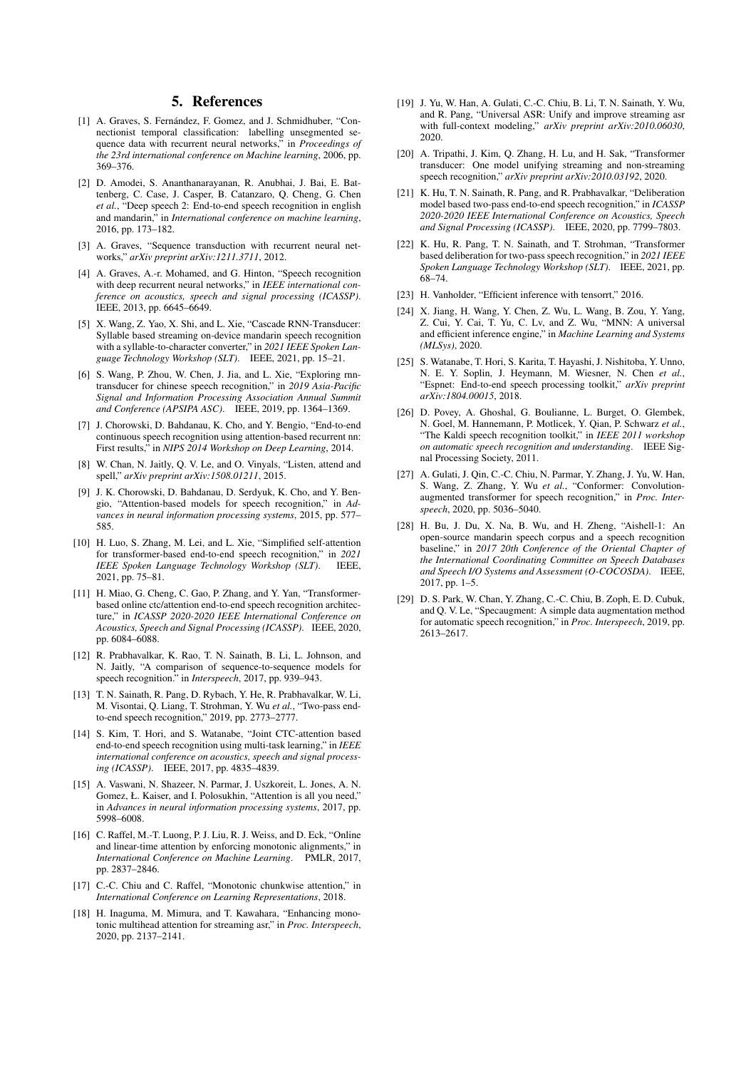## 5. References

[1] A. Graves, S. Fernández, F. Gomez, and J. Schmidhuber, "Connectionist temporal classification: labelling unsegmented sequence data with recurrent neural networks," in *Proceedings of the 23rd international conference on Machine learning*, 2006, pp. 369–376.

[2] D. Amodei, S. Ananthanarayanan, R. Anubhai, J. Bai, E. Battenberg, C. Case, J. Casper, B. Catanzaro, Q. Cheng, G. Chen *et al.*, "Deep speech 2: End-to-end speech recognition in english and mandarin," in *International conference on machine learning*, 2016, pp. 173–182.

[3] A. Graves, "Sequence transduction with recurrent neural networks," *arXiv preprint arXiv:1211.3711*, 2012.

[4] A. Graves, A.-r. Mohamed, and G. Hinton, "Speech recognition with deep recurrent neural networks," in *IEEE international conference on acoustics, speech and signal processing (ICASSP)*. IEEE, 2013, pp. 6645–6649.

[5] X. Wang, Z. Yao, X. Shi, and L. Xie, "Cascade RNN-Transducer: Syllable based streaming on-device mandarin speech recognition with a syllable-to-character converter," in *2021 IEEE Spoken Language Technology Workshop (SLT)*. IEEE, 2021, pp. 15–21.

[6] S. Wang, P. Zhou, W. Chen, J. Jia, and L. Xie, "Exploring rnn-transducer for chinese speech recognition," in *2019 Asia-Pacific Signal and Information Processing Association Annual Summit and Conference (APSIPA ASC)*. IEEE, 2019, pp. 1364–1369.

[7] J. Chorowski, D. Bahdanau, K. Cho, and Y. Bengio, "End-to-end continuous speech recognition using attention-based recurrent nn: First results," in *NIPS 2014 Workshop on Deep Learning*, 2014.

[8] W. Chan, N. Jaitly, Q. V. Le, and O. Vinyals, "Listen, attend and spell," *arXiv preprint arXiv:1508.01211*, 2015.

[9] J. K. Chorowski, D. Bahdanau, D. Serdyuk, K. Cho, and Y. Bengio, "Attention-based models for speech recognition," in *Advances in neural information processing systems*, 2015, pp. 577–585.

[10] H. Luo, S. Zhang, M. Lei, and L. Xie, "Simplified self-attention for transformer-based end-to-end speech recognition," in *2021 IEEE Spoken Language Technology Workshop (SLT)*. IEEE, 2021, pp. 75–81.

[11] H. Miao, G. Cheng, C. Gao, P. Zhang, and Y. Yan, "Transformer-based online ctc/attention end-to-end speech recognition architecture," in *ICASSP 2020-2020 IEEE International Conference on Acoustics, Speech and Signal Processing (ICASSP)*. IEEE, 2020, pp. 6084–6088.

[12] R. Prabhavalkar, K. Rao, T. N. Sainath, B. Li, L. Johnson, and N. Jaitly, "A comparison of sequence-to-sequence models for speech recognition." in *Interspeech*, 2017, pp. 939–943.

[13] T. N. Sainath, R. Pang, D. Rybach, Y. He, R. Prabhavalkar, W. Li, M. Visontai, Q. Liang, T. Strohman, Y. Wu *et al.*, "Two-pass end-to-end speech recognition," 2019, pp. 2773–2777.

[14] S. Kim, T. Hori, and S. Watanabe, "Joint CTC-attention based end-to-end speech recognition using multi-task learning," in *IEEE international conference on acoustics, speech and signal processing (ICASSP)*. IEEE, 2017, pp. 4835–4839.

[15] A. Vaswani, N. Shazeer, N. Parmar, J. Uszkoreit, L. Jones, A. N. Gomez, Ł. Kaiser, and I. Polosukhin, "Attention is all you need," in *Advances in neural information processing systems*, 2017, pp. 5998–6008.

[16] C. Raffel, M.-T. Luong, P. J. Liu, R. J. Weiss, and D. Eck, "Online and linear-time attention by enforcing monotonic alignments," in *International Conference on Machine Learning*. PMLR, 2017, pp. 2837–2846.

[17] C.-C. Chiu and C. Raffel, "Monotonic chunkwise attention," in *International Conference on Learning Representations*, 2018.

[18] H. Inaguma, M. Mimura, and T. Kawahara, "Enhancing monotonic multihead attention for streaming asr," in *Proc. Interspeech*, 2020, pp. 2137–2141.

[19] J. Yu, W. Han, A. Gulati, C.-C. Chiu, B. Li, T. N. Sainath, Y. Wu, and R. Pang, "Universal ASR: Unify and improve streaming asr with full-context modeling," *arXiv preprint arXiv:2010.06030*, 2020.

[20] A. Tripathi, J. Kim, Q. Zhang, H. Lu, and H. Sak, "Transformer transducer: One model unifying streaming and non-streaming speech recognition," *arXiv preprint arXiv:2010.03192*, 2020.

[21] K. Hu, T. N. Sainath, R. Pang, and R. Prabhavalkar, "Deliberation model based two-pass end-to-end speech recognition," in *ICASSP 2020-2020 IEEE International Conference on Acoustics, Speech and Signal Processing (ICASSP)*. IEEE, 2020, pp. 7799–7803.

[22] K. Hu, R. Pang, T. N. Sainath, and T. Strohman, "Transformer based deliberation for two-pass speech recognition," in *2021 IEEE Spoken Language Technology Workshop (SLT)*. IEEE, 2021, pp. 68–74.

[23] H. Vanholder, "Efficient inference with tensorrt," 2016.

[24] X. Jiang, H. Wang, Y. Chen, Z. Wu, L. Wang, B. Zou, Y. Yang, Z. Cui, Y. Cai, T. Yu, C. Lv, and Z. Wu, "MNN: A universal and efficient inference engine," in *Machine Learning and Systems (MLSys)*, 2020.

[25] S. Watanabe, T. Hori, S. Karita, T. Hayashi, J. Nishitoba, Y. Unno, N. E. Y. Soplin, J. Heymann, M. Wiesner, N. Chen *et al.*, "Espnet: End-to-end speech processing toolkit," *arXiv preprint arXiv:1804.00015*, 2018.

[26] D. Povey, A. Ghoshal, G. Boulianne, L. Burget, O. Glembek, N. Goel, M. Hannemann, P. Motlicek, Y. Qian, P. Schwarz *et al.*, "The Kaldi speech recognition toolkit," in *IEEE 2011 workshop on automatic speech recognition and understanding*. IEEE Signal Processing Society, 2011.

[27] A. Gulati, J. Qin, C.-C. Chiu, N. Parmar, Y. Zhang, J. Yu, W. Han, S. Wang, Z. Zhang, Y. Wu *et al.*, "Conformer: Convolution-augmented transformer for speech recognition," in *Proc. Interspeech*, 2020, pp. 5036–5040.

[28] H. Bu, J. Du, X. Na, B. Wu, and H. Zheng, "Aishell-1: An open-source mandarin speech corpus and a speech recognition baseline," in *2017 20th Conference of the Oriental Chapter of the International Coordinating Committee on Speech Databases and Speech I/O Systems and Assessment (O-COCOSDA)*. IEEE, 2017, pp. 1–5.

[29] D. S. Park, W. Chan, Y. Zhang, C.-C. Chiu, B. Zoph, E. D. Cubuk, and Q. V. Le, "Specaugment: A simple data augmentation method for automatic speech recognition," in *Proc. Interspeech*, 2019, pp. 2613–2617.